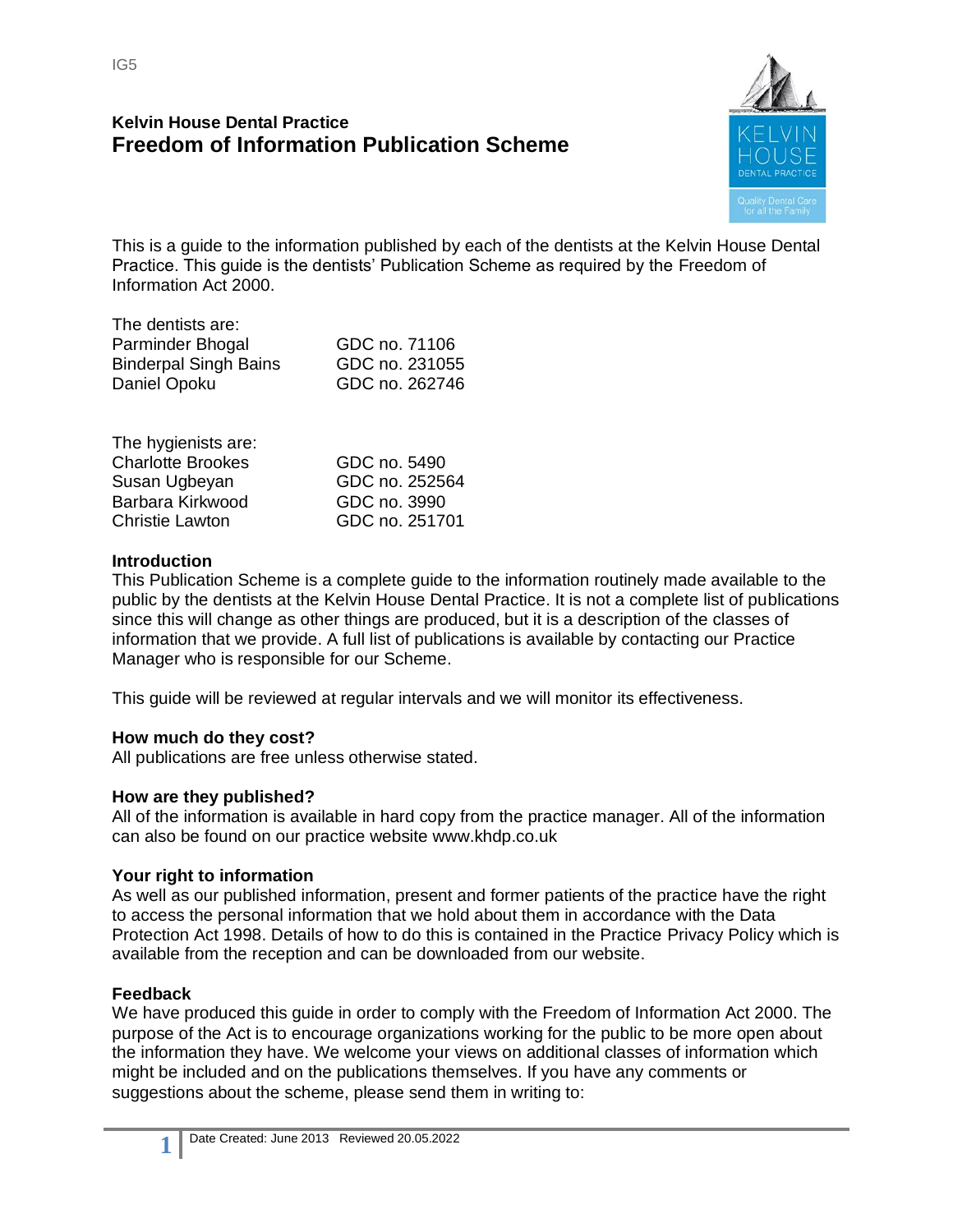IG5

## Kelvin House Dental Practice
# Freedom of Information Publication Scheme

This is a guide to the information published by each of the dentists at the Kelvin House Dental Practice. This guide is the dentists' Publication Scheme as required by the Freedom of Information Act 2000.

The dentists are:

| | |
|---|---|
| Parminder Bhogal | GDC no. 71106 |
| Binderpal Singh Bains | GDC no. 231055 |
| Daniel Opoku | GDC no. 262746 |

The hygienists are:

| | |
|---|---|
| Charlotte Brookes | GDC no. 5490 |
| Susan Ugbeyan | GDC no. 252564 |
| Barbara Kirkwood | GDC no. 3990 |
| Christie Lawton | GDC no. 251701 |

**Introduction**
This Publication Scheme is a complete guide to the information routinely made available to the public by the dentists at the Kelvin House Dental Practice. It is not a complete list of publications since this will change as other things are produced, but it is a description of the classes of information that we provide. A full list of publications is available by contacting our Practice Manager who is responsible for our Scheme.

This guide will be reviewed at regular intervals and we will monitor its effectiveness.

**How much do they cost?**
All publications are free unless otherwise stated.

**How are they published?**
All of the information is available in hard copy from the practice manager. All of the information can also be found on our practice website www.khdp.co.uk

**Your right to information**
As well as our published information, present and former patients of the practice have the right to access the personal information that we hold about them in accordance with the Data Protection Act 1998. Details of how to do this is contained in the Practice Privacy Policy which is available from the reception and can be downloaded from our website.

**Feedback**
We have produced this guide in order to comply with the Freedom of Information Act 2000. The purpose of the Act is to encourage organizations working for the public to be more open about the information they have. We welcome your views on additional classes of information which might be included and on the publications themselves. If you have any comments or suggestions about the scheme, please send them in writing to:

Date Created: June 2013 Reviewed 20.05.2022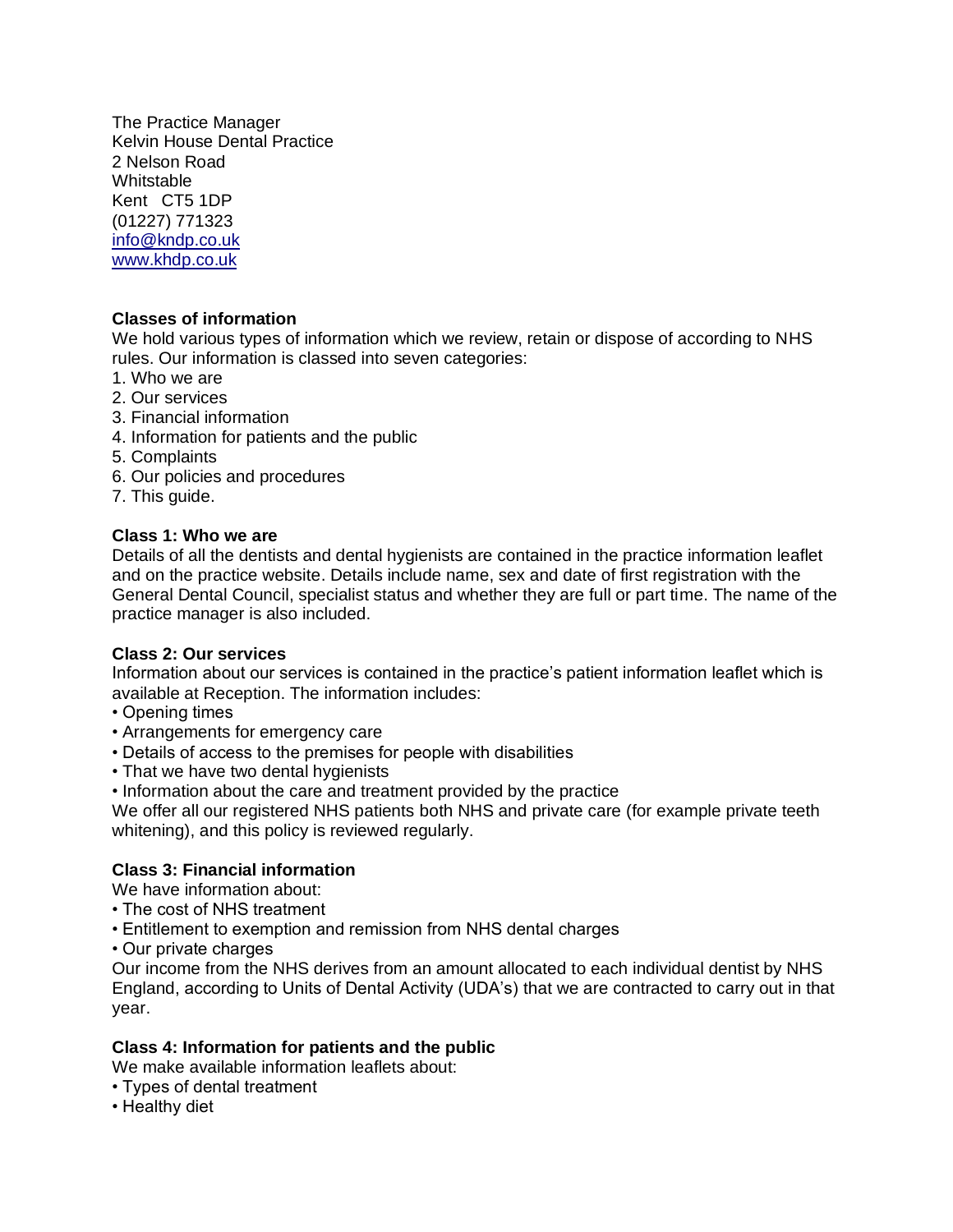The Practice Manager
Kelvin House Dental Practice
2 Nelson Road
Whitstable
Kent CT5 1DP
(01227) 771323
info@kndp.co.uk
www.khdp.co.uk

**Classes of information**

We hold various types of information which we review, retain or dispose of according to NHS rules. Our information is classed into seven categories:

1. Who we are
2. Our services
3. Financial information
4. Information for patients and the public
5. Complaints
6. Our policies and procedures
7. This guide.

**Class 1: Who we are**

Details of all the dentists and dental hygienists are contained in the practice information leaflet and on the practice website. Details include name, sex and date of first registration with the General Dental Council, specialist status and whether they are full or part time. The name of the practice manager is also included.

**Class 2: Our services**

Information about our services is contained in the practice's patient information leaflet which is available at Reception. The information includes:

- Opening times
- Arrangements for emergency care
- Details of access to the premises for people with disabilities
- That we have two dental hygienists
- Information about the care and treatment provided by the practice

We offer all our registered NHS patients both NHS and private care (for example private teeth whitening), and this policy is reviewed regularly.

**Class 3: Financial information**

We have information about:

- The cost of NHS treatment
- Entitlement to exemption and remission from NHS dental charges
- Our private charges

Our income from the NHS derives from an amount allocated to each individual dentist by NHS England, according to Units of Dental Activity (UDA's) that we are contracted to carry out in that year.

**Class 4: Information for patients and the public**

We make available information leaflets about:

- Types of dental treatment
- Healthy diet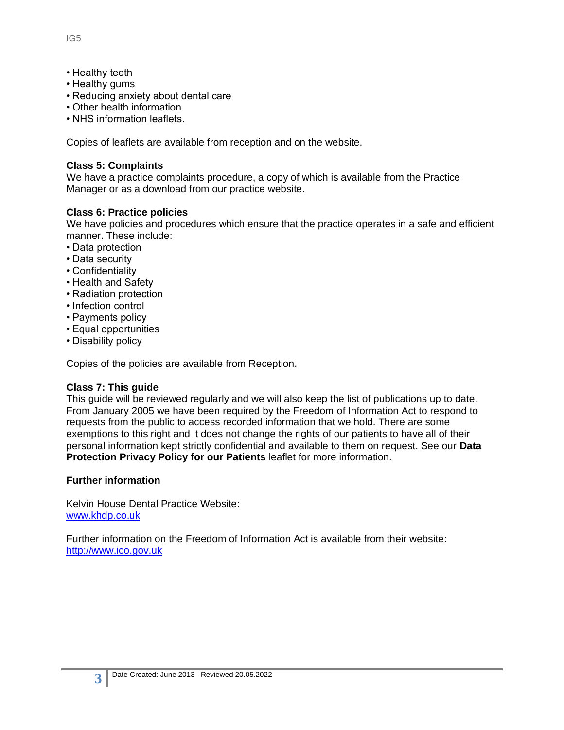- Healthy teeth
- Healthy gums
- Reducing anxiety about dental care
- Other health information
- NHS information leaflets.

Copies of leaflets are available from reception and on the website.

**Class 5: Complaints**
We have a practice complaints procedure, a copy of which is available from the Practice Manager or as a download from our practice website.

**Class 6: Practice policies**
We have policies and procedures which ensure that the practice operates in a safe and efficient manner. These include:

- Data protection
- Data security
- Confidentiality
- Health and Safety
- Radiation protection
- Infection control
- Payments policy
- Equal opportunities
- Disability policy

Copies of the policies are available from Reception.

**Class 7: This guide**
This guide will be reviewed regularly and we will also keep the list of publications up to date. From January 2005 we have been required by the Freedom of Information Act to respond to requests from the public to access recorded information that we hold. There are some exemptions to this right and it does not change the rights of our patients to have all of their personal information kept strictly confidential and available to them on request. See our **Data Protection Privacy Policy for our Patients** leaflet for more information.

**Further information**

Kelvin House Dental Practice Website:
www.khdp.co.uk

Further information on the Freedom of Information Act is available from their website:
http://www.ico.gov.uk

Date Created: June 2013 Reviewed 20.05.2022